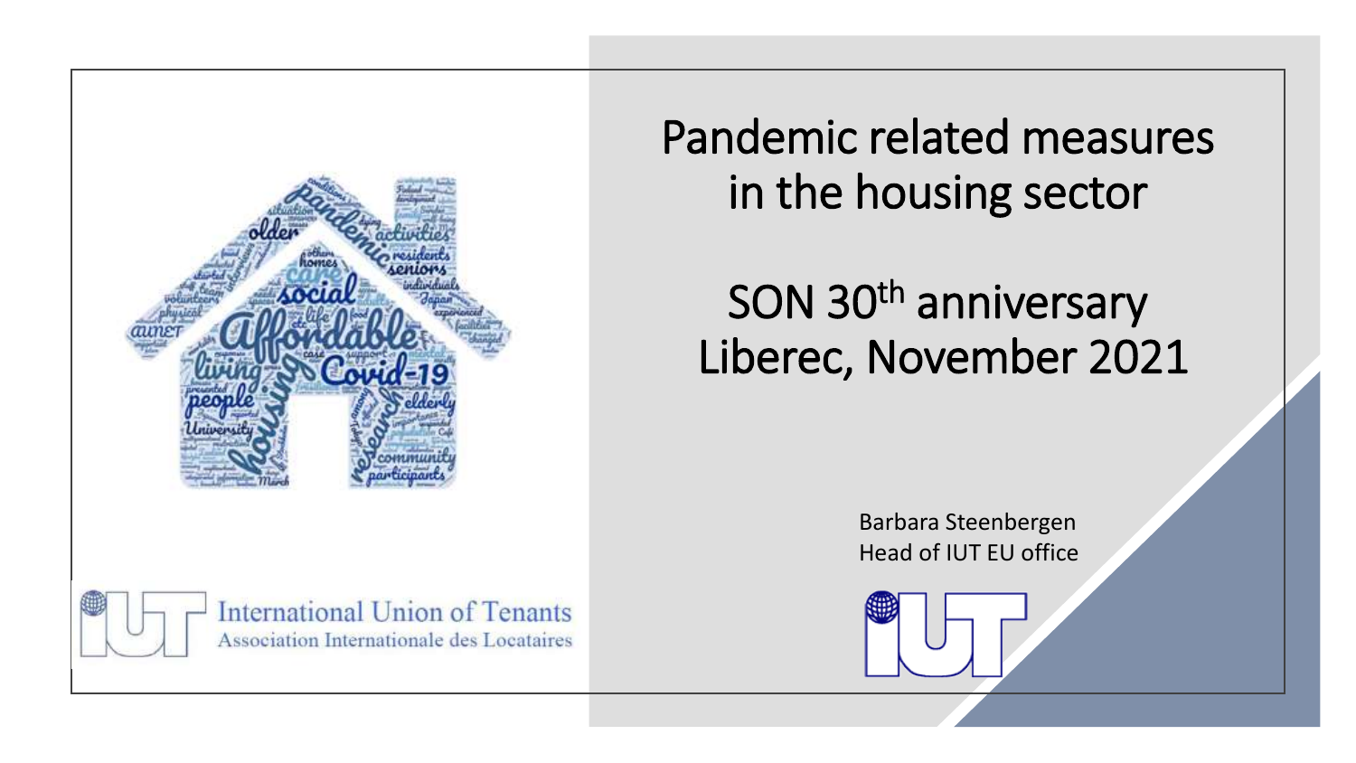# Pandemic related measures in the housing sector

## SON 30th anniversary Liberec, November 2021

Barbara Steenbergen
Head of IUT EU office

International Union of Tenants
Association Internationale des Locataires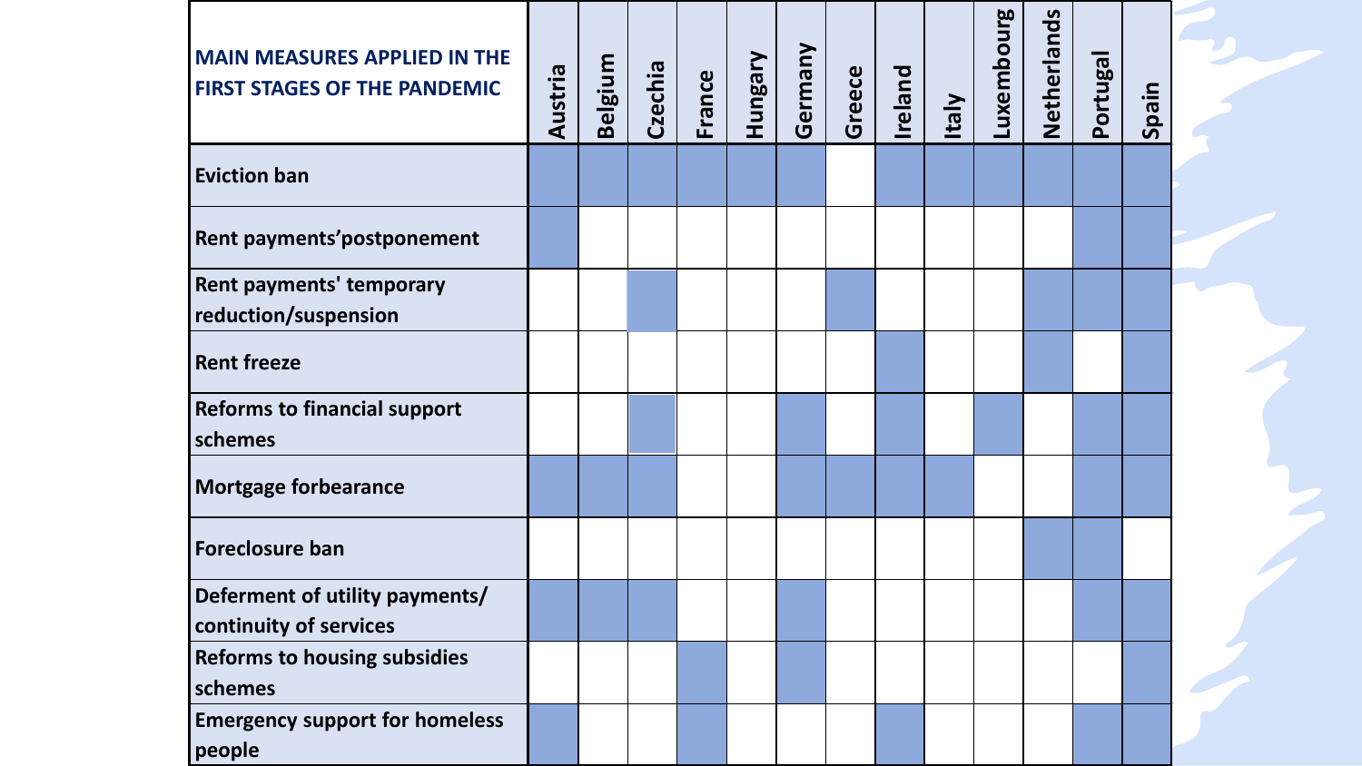| MAIN MEASURES APPLIED IN THE FIRST STAGES OF THE PANDEMIC | Austria | Belgium | Czechia | France | Hungary | Germany | Greece | Ireland | Italy | Luxembourg | Netherlands | Portugal | Spain |
|---|---|---|---|---|---|---|---|---|---|---|---|---|---|
| **Eviction ban** | X | X | X | X | X | X | | X | X | X | X | X | X |
| **Rent payments'postponement** | X | | | | | | | | | | | X | X |
| **Rent payments' temporary reduction/suspension** | | | X | | | | X | | | | X | X | X |
| **Rent freeze** | | | | | | | | X | | | X | | X |
| **Reforms to financial support schemes** | | | X | | | X | | X | | X | | X | X |
| **Mortgage forbearance** | X | X | X | | | X | X | X | X | | | X | X |
| **Foreclosure ban** | | | | | | | | | | | X | X | |
| **Deferment of utility payments/ continuity of services** | X | X | X | | | X | | | | | | X | X |
| **Reforms to housing subsidies schemes** | | | | X | | X | | | | | | | X |
| **Emergency support for homeless people** | X | | | X | | | | X | | | | X | X |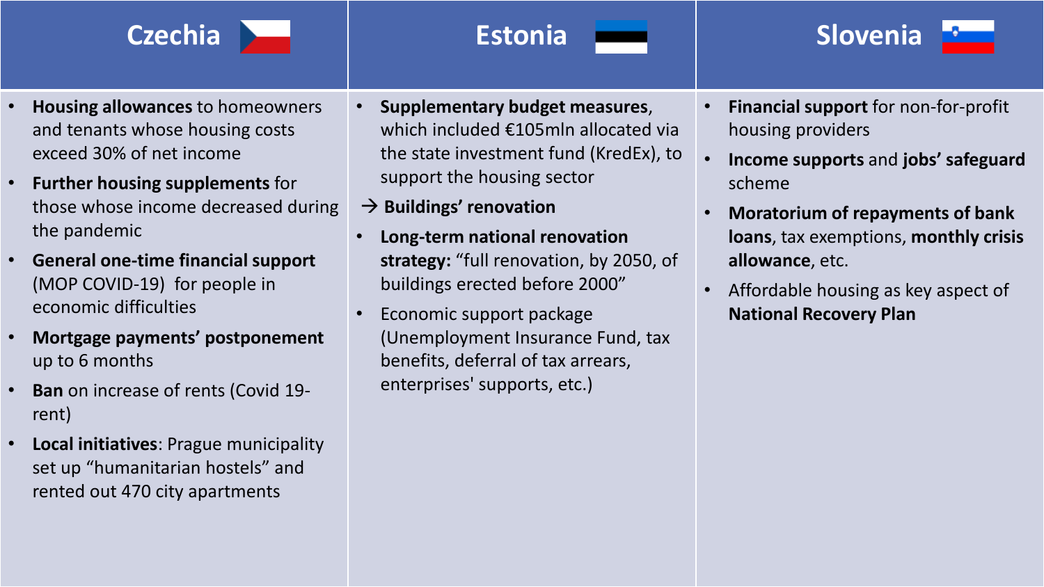## Czechia

- **Housing allowances** to homeowners and tenants whose housing costs exceed 30% of net income
- **Further housing supplements** for those whose income decreased during the pandemic
- **General one-time financial support** (MOP COVID-19) for people in economic difficulties
- **Mortgage payments' postponement** up to 6 months
- **Ban** on increase of rents (Covid 19-rent)
- **Local initiatives**: Prague municipality set up "humanitarian hostels" and rented out 470 city apartments

## Estonia

- **Supplementary budget measures**, which included €105mln allocated via the state investment fund (KredEx), to support the housing sector

→ **Buildings' renovation**

- **Long-term national renovation strategy:** "full renovation, by 2050, of buildings erected before 2000"
- Economic support package (Unemployment Insurance Fund, tax benefits, deferral of tax arrears, enterprises' supports, etc.)

## Slovenia

- **Financial support** for non-for-profit housing providers
- **Income supports** and **jobs' safeguard** scheme
- **Moratorium of repayments of bank loans**, tax exemptions, **monthly crisis allowance**, etc.
- Affordable housing as key aspect of **National Recovery Plan**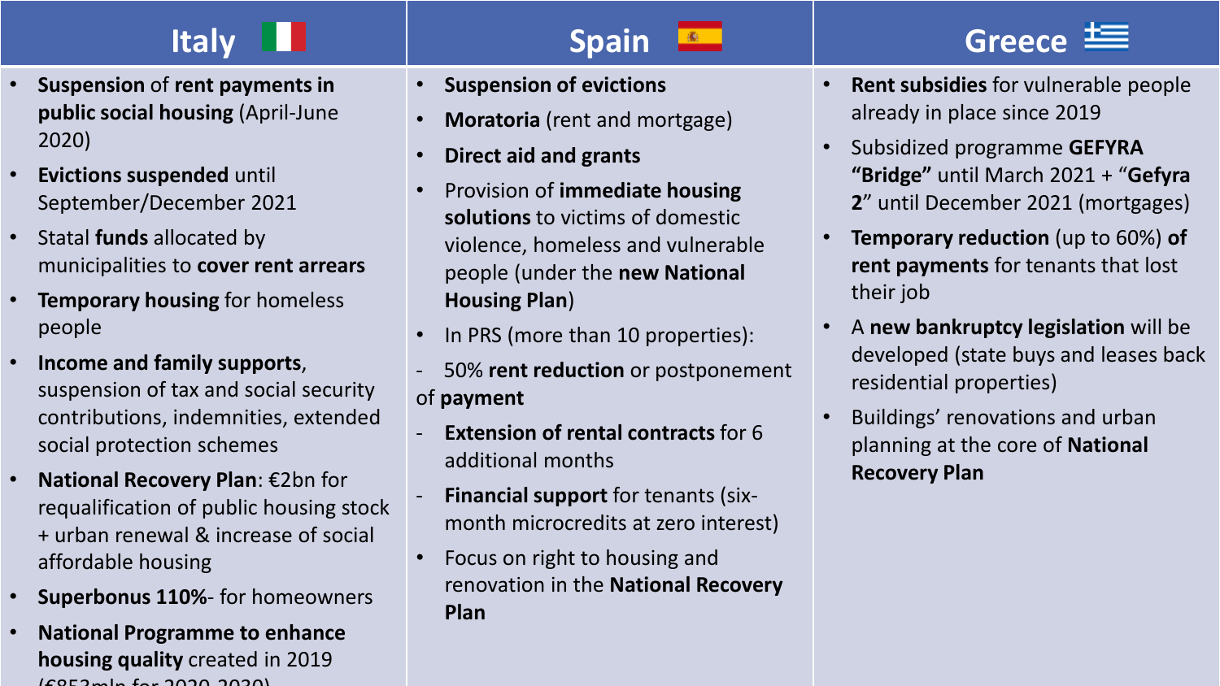| Italy | Spain | Greece |
| --- | --- | --- |
| • **Suspension** of **rent payments in public social housing** (April-June 2020)<br>• **Evictions suspended** until September/December 2021<br>• Statal **funds** allocated by municipalities to **cover rent arrears**<br>• **Temporary housing** for homeless people<br>• **Income and family supports**, suspension of tax and social security contributions, indemnities, extended social protection schemes<br>• **National Recovery Plan**: €2bn for requalification of public housing stock + urban renewal & increase of social affordable housing<br>• **Superbonus 110%**- for homeowners<br>• **National Programme to enhance housing quality** created in 2019 (€853mln for 2020-2030) | • **Suspension of evictions**<br>• **Moratoria** (rent and mortgage)<br>• **Direct aid and grants**<br>• Provision of **immediate housing solutions** to victims of domestic violence, homeless and vulnerable people (under the **new National Housing Plan**)<br>• In PRS (more than 10 properties):<br>- 50% **rent reduction** or postponement of **payment**<br>- **Extension of rental contracts** for 6 additional months<br>- **Financial support** for tenants (six-month microcredits at zero interest)<br>• Focus on right to housing and renovation in the **National Recovery Plan** | • **Rent subsidies** for vulnerable people already in place since 2019<br>• Subsidized programme **GEFYRA "Bridge"** until March 2021 + "**Gefyra 2**" until December 2021 (mortgages)<br>• **Temporary reduction** (up to 60%) **of rent payments** for tenants that lost their job<br>• A **new bankruptcy legislation** will be developed (state buys and leases back residential properties)<br>• Buildings' renovations and urban planning at the core of **National Recovery Plan** |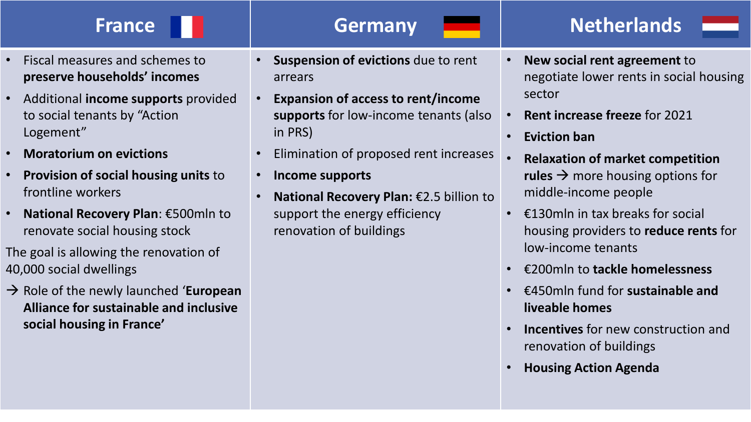## France

- Fiscal measures and schemes to **preserve households' incomes**
- Additional **income supports** provided to social tenants by "Action Logement"
- **Moratorium on evictions**
- **Provision of social housing units** to frontline workers
- **National Recovery Plan**: €500mln to renovate social housing stock

The goal is allowing the renovation of 40,000 social dwellings

→ Role of the newly launched '**European Alliance for sustainable and inclusive social housing in France'**

## Germany

- **Suspension of evictions** due to rent arrears
- **Expansion of access to rent/income supports** for low-income tenants (also in PRS)
- Elimination of proposed rent increases
- **Income supports**
- **National Recovery Plan:** €2.5 billion to support the energy efficiency renovation of buildings

## Netherlands

- **New social rent agreement** to negotiate lower rents in social housing sector
- **Rent increase freeze** for 2021
- **Eviction ban**
- **Relaxation of market competition rules** → more housing options for middle-income people
- €130mln in tax breaks for social housing providers to **reduce rents** for low-income tenants
- €200mln to **tackle homelessness**
- €450mln fund for **sustainable and liveable homes**
- **Incentives** for new construction and renovation of buildings
- **Housing Action Agenda**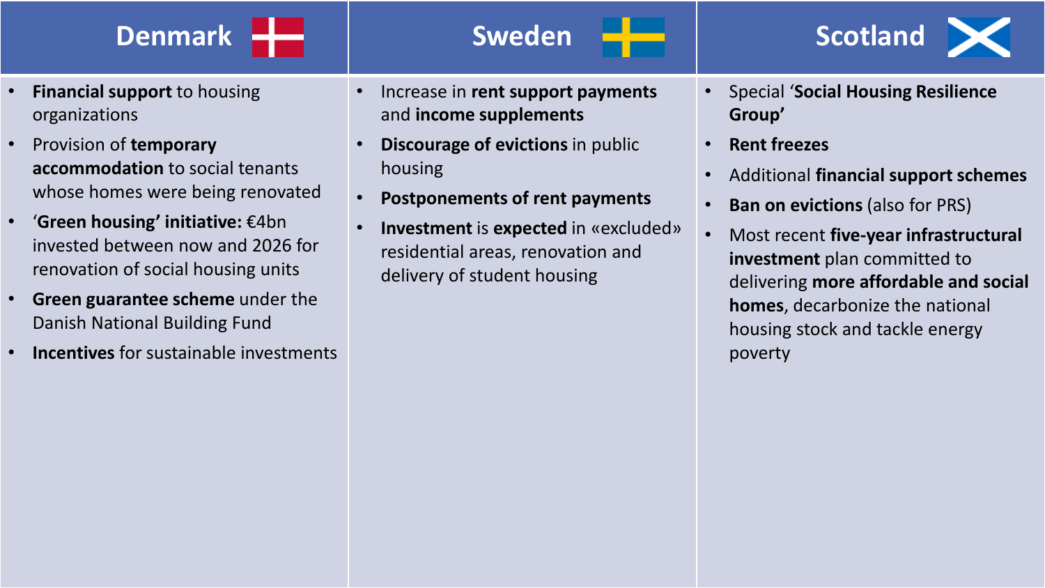| Denmark | Sweden | Scotland |
| --- | --- | --- |
| • **Financial support** to housing organizations<br>• Provision of **temporary accommodation** to social tenants whose homes were being renovated<br>• '**Green housing' initiative:** €4bn invested between now and 2026 for renovation of social housing units<br>• **Green guarantee scheme** under the Danish National Building Fund<br>• **Incentives** for sustainable investments | • Increase in **rent support payments** and **income supplements**<br>• **Discourage of evictions** in public housing<br>• **Postponements of rent payments**<br>• **Investment** is **expected** in «excluded» residential areas, renovation and delivery of student housing | • Special '**Social Housing Resilience Group'**<br>• **Rent freezes**<br>• Additional **financial support schemes**<br>• **Ban on evictions** (also for PRS)<br>• Most recent **five-year infrastructural investment** plan committed to delivering **more affordable and social homes**, decarbonize the national housing stock and tackle energy poverty |